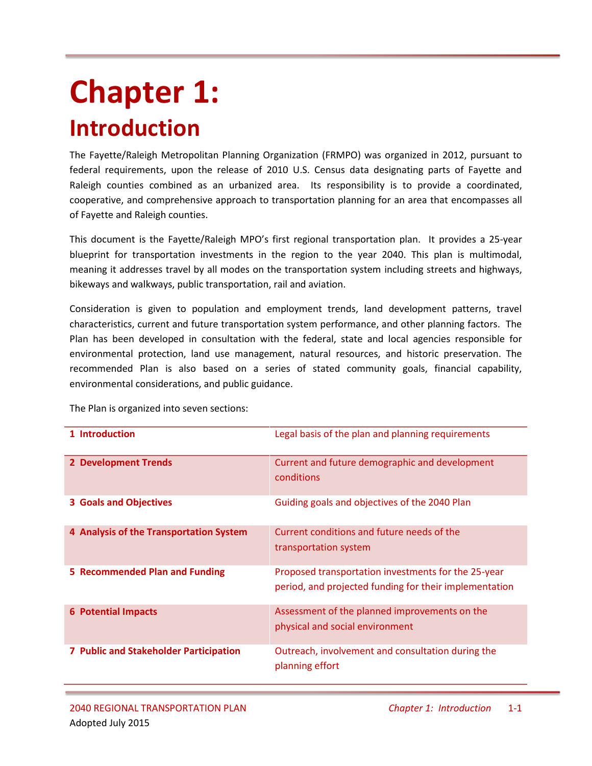# Chapter 1:

## Introduction

The Fayette/Raleigh Metropolitan Planning Organization (FRMPO) was organized in 2012, pursuant to federal requirements, upon the release of 2010 U.S. Census data designating parts of Fayette and Raleigh counties combined as an urbanized area. Its responsibility is to provide a coordinated, cooperative, and comprehensive approach to transportation planning for an area that encompasses all of Fayette and Raleigh counties.

This document is the Fayette/Raleigh MPO's first regional transportation plan. It provides a 25-year blueprint for transportation investments in the region to the year 2040. This plan is multimodal, meaning it addresses travel by all modes on the transportation system including streets and highways, bikeways and walkways, public transportation, rail and aviation.

Consideration is given to population and employment trends, land development patterns, travel characteristics, current and future transportation system performance, and other planning factors. The Plan has been developed in consultation with the federal, state and local agencies responsible for environmental protection, land use management, natural resources, and historic preservation. The recommended Plan is also based on a series of stated community goals, financial capability, environmental considerations, and public guidance.

The Plan is organized into seven sections:

| Section | Description |
|---|---|
| **1 Introduction** | Legal basis of the plan and planning requirements |
| **2 Development Trends** | Current and future demographic and development conditions |
| **3 Goals and Objectives** | Guiding goals and objectives of the 2040 Plan |
| **4 Analysis of the Transportation System** | Current conditions and future needs of the transportation system |
| **5 Recommended Plan and Funding** | Proposed transportation investments for the 25-year period, and projected funding for their implementation |
| **6 Potential Impacts** | Assessment of the planned improvements on the physical and social environment |
| **7 Public and Stakeholder Participation** | Outreach, involvement and consultation during the planning effort |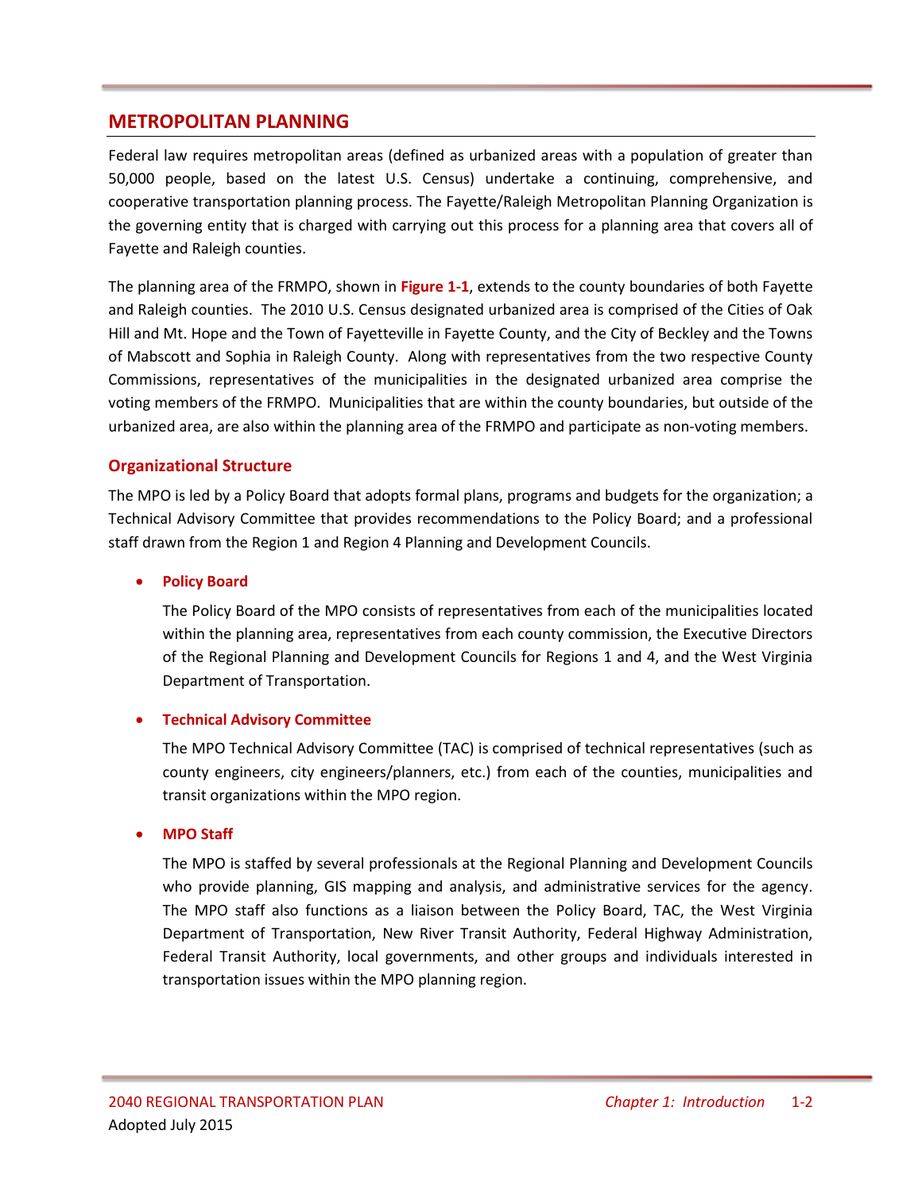## METROPOLITAN PLANNING

Federal law requires metropolitan areas (defined as urbanized areas with a population of greater than 50,000 people, based on the latest U.S. Census) undertake a continuing, comprehensive, and cooperative transportation planning process. The Fayette/Raleigh Metropolitan Planning Organization is the governing entity that is charged with carrying out this process for a planning area that covers all of Fayette and Raleigh counties.

The planning area of the FRMPO, shown in **Figure 1-1**, extends to the county boundaries of both Fayette and Raleigh counties. The 2010 U.S. Census designated urbanized area is comprised of the Cities of Oak Hill and Mt. Hope and the Town of Fayetteville in Fayette County, and the City of Beckley and the Towns of Mabscott and Sophia in Raleigh County. Along with representatives from the two respective County Commissions, representatives of the municipalities in the designated urbanized area comprise the voting members of the FRMPO. Municipalities that are within the county boundaries, but outside of the urbanized area, are also within the planning area of the FRMPO and participate as non-voting members.

### Organizational Structure

The MPO is led by a Policy Board that adopts formal plans, programs and budgets for the organization; a Technical Advisory Committee that provides recommendations to the Policy Board; and a professional staff drawn from the Region 1 and Region 4 Planning and Development Councils.

- **Policy Board**

  The Policy Board of the MPO consists of representatives from each of the municipalities located within the planning area, representatives from each county commission, the Executive Directors of the Regional Planning and Development Councils for Regions 1 and 4, and the West Virginia Department of Transportation.

- **Technical Advisory Committee**

  The MPO Technical Advisory Committee (TAC) is comprised of technical representatives (such as county engineers, city engineers/planners, etc.) from each of the counties, municipalities and transit organizations within the MPO region.

- **MPO Staff**

  The MPO is staffed by several professionals at the Regional Planning and Development Councils who provide planning, GIS mapping and analysis, and administrative services for the agency. The MPO staff also functions as a liaison between the Policy Board, TAC, the West Virginia Department of Transportation, New River Transit Authority, Federal Highway Administration, Federal Transit Authority, local governments, and other groups and individuals interested in transportation issues within the MPO planning region.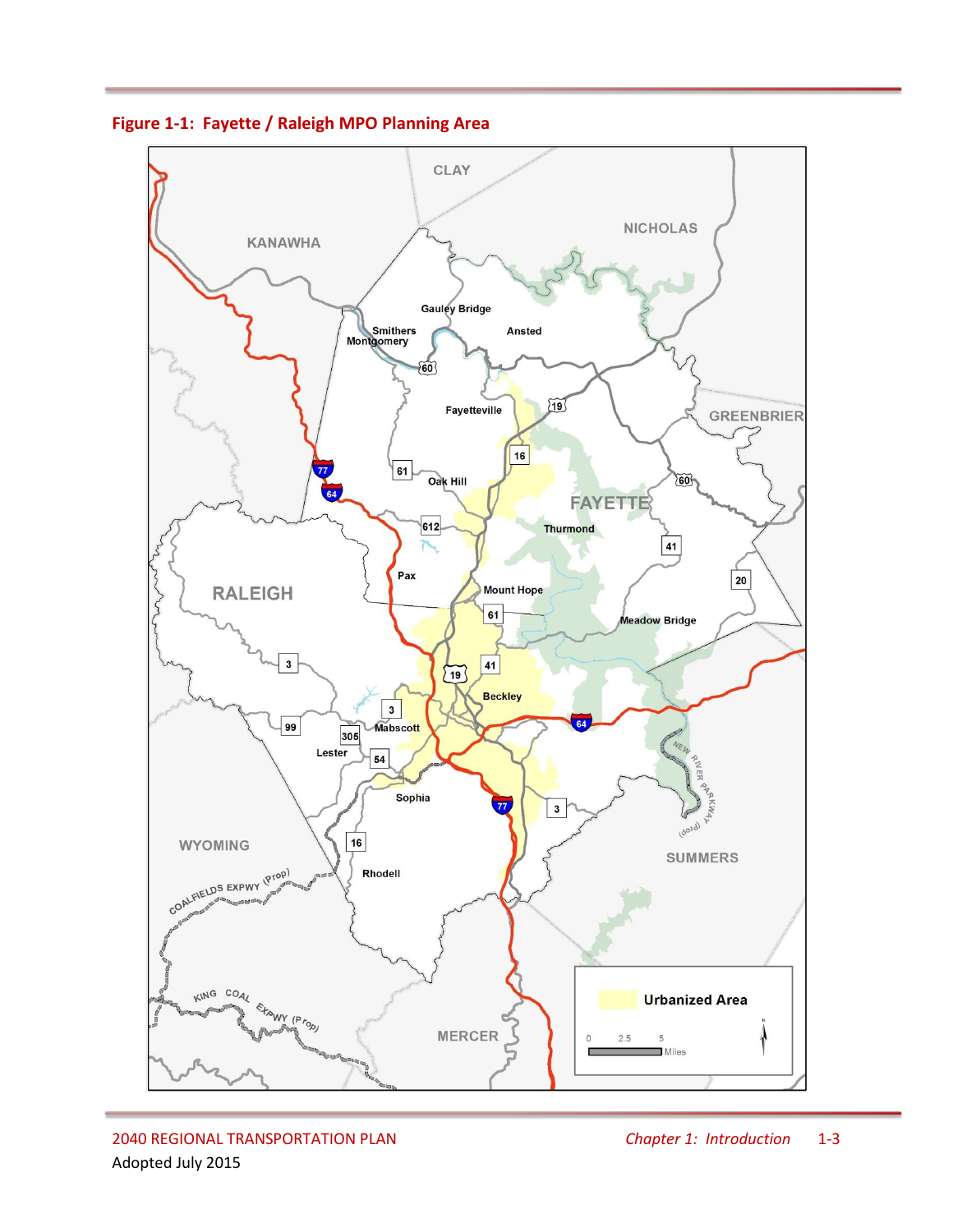**Figure 1-1: Fayette / Raleigh MPO Planning Area**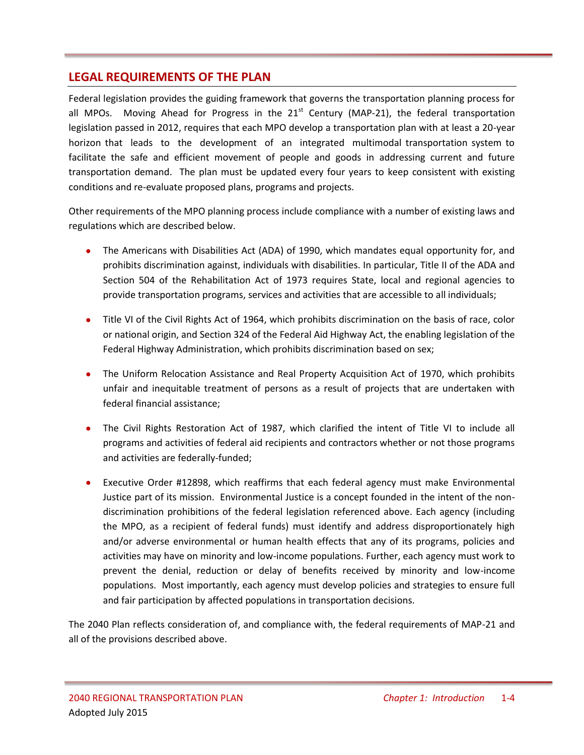## LEGAL REQUIREMENTS OF THE PLAN

Federal legislation provides the guiding framework that governs the transportation planning process for all MPOs. Moving Ahead for Progress in the 21st Century (MAP-21), the federal transportation legislation passed in 2012, requires that each MPO develop a transportation plan with at least a 20-year horizon that leads to the development of an integrated multimodal transportation system to facilitate the safe and efficient movement of people and goods in addressing current and future transportation demand. The plan must be updated every four years to keep consistent with existing conditions and re-evaluate proposed plans, programs and projects.

Other requirements of the MPO planning process include compliance with a number of existing laws and regulations which are described below.

- The Americans with Disabilities Act (ADA) of 1990, which mandates equal opportunity for, and prohibits discrimination against, individuals with disabilities. In particular, Title II of the ADA and Section 504 of the Rehabilitation Act of 1973 requires State, local and regional agencies to provide transportation programs, services and activities that are accessible to all individuals;

- Title VI of the Civil Rights Act of 1964, which prohibits discrimination on the basis of race, color or national origin, and Section 324 of the Federal Aid Highway Act, the enabling legislation of the Federal Highway Administration, which prohibits discrimination based on sex;

- The Uniform Relocation Assistance and Real Property Acquisition Act of 1970, which prohibits unfair and inequitable treatment of persons as a result of projects that are undertaken with federal financial assistance;

- The Civil Rights Restoration Act of 1987, which clarified the intent of Title VI to include all programs and activities of federal aid recipients and contractors whether or not those programs and activities are federally-funded;

- Executive Order #12898, which reaffirms that each federal agency must make Environmental Justice part of its mission. Environmental Justice is a concept founded in the intent of the non-discrimination prohibitions of the federal legislation referenced above. Each agency (including the MPO, as a recipient of federal funds) must identify and address disproportionately high and/or adverse environmental or human health effects that any of its programs, policies and activities may have on minority and low-income populations. Further, each agency must work to prevent the denial, reduction or delay of benefits received by minority and low-income populations. Most importantly, each agency must develop policies and strategies to ensure full and fair participation by affected populations in transportation decisions.

The 2040 Plan reflects consideration of, and compliance with, the federal requirements of MAP-21 and all of the provisions described above.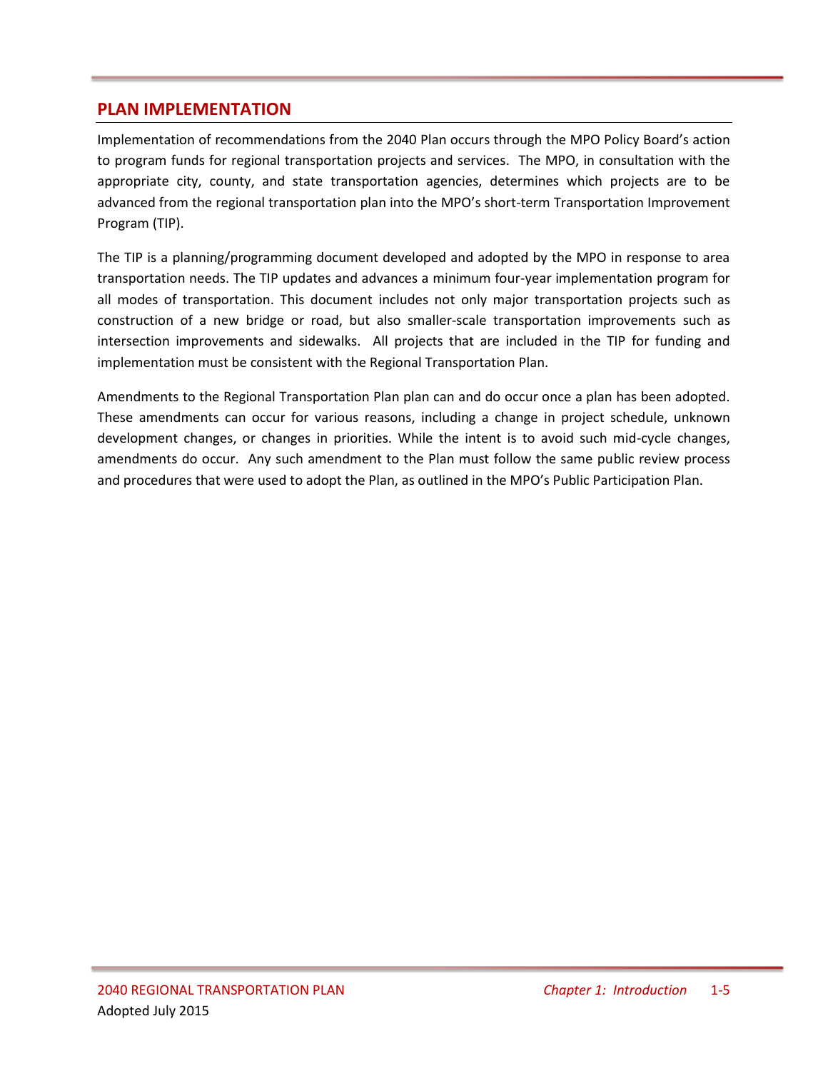## PLAN IMPLEMENTATION

Implementation of recommendations from the 2040 Plan occurs through the MPO Policy Board's action to program funds for regional transportation projects and services. The MPO, in consultation with the appropriate city, county, and state transportation agencies, determines which projects are to be advanced from the regional transportation plan into the MPO's short-term Transportation Improvement Program (TIP).

The TIP is a planning/programming document developed and adopted by the MPO in response to area transportation needs. The TIP updates and advances a minimum four-year implementation program for all modes of transportation. This document includes not only major transportation projects such as construction of a new bridge or road, but also smaller-scale transportation improvements such as intersection improvements and sidewalks. All projects that are included in the TIP for funding and implementation must be consistent with the Regional Transportation Plan.

Amendments to the Regional Transportation Plan plan can and do occur once a plan has been adopted. These amendments can occur for various reasons, including a change in project schedule, unknown development changes, or changes in priorities. While the intent is to avoid such mid-cycle changes, amendments do occur. Any such amendment to the Plan must follow the same public review process and procedures that were used to adopt the Plan, as outlined in the MPO's Public Participation Plan.